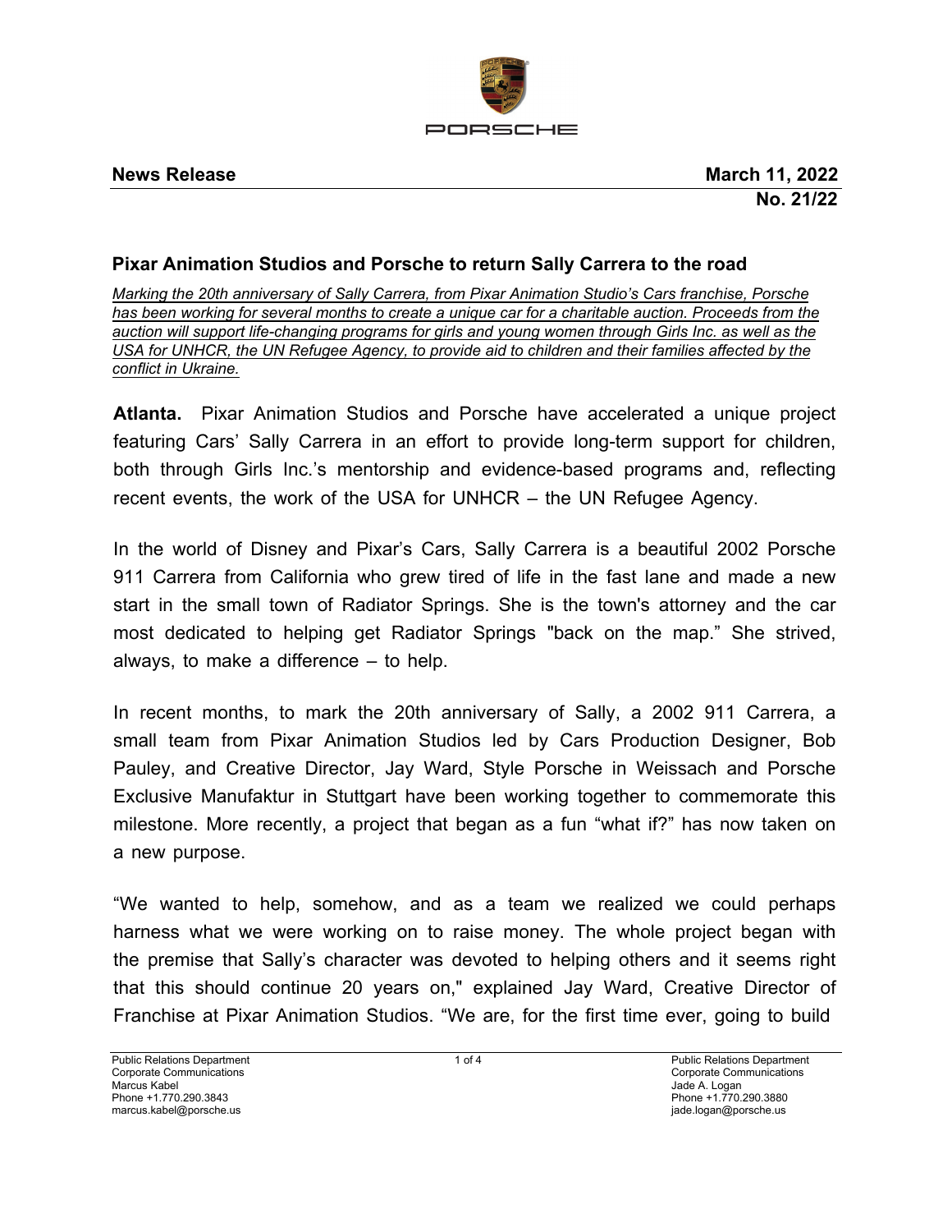**News Release** **March 11, 2022**

**No. 21/22**

## Pixar Animation Studios and Porsche to return Sally Carrera to the road

*Marking the 20th anniversary of Sally Carrera, from Pixar Animation Studio's Cars franchise, Porsche has been working for several months to create a unique car for a charitable auction. Proceeds from the auction will support life-changing programs for girls and young women through Girls Inc. as well as the USA for UNHCR, the UN Refugee Agency, to provide aid to children and their families affected by the conflict in Ukraine.*

**Atlanta.** Pixar Animation Studios and Porsche have accelerated a unique project featuring Cars' Sally Carrera in an effort to provide long-term support for children, both through Girls Inc.'s mentorship and evidence-based programs and, reflecting recent events, the work of the USA for UNHCR – the UN Refugee Agency.

In the world of Disney and Pixar's Cars, Sally Carrera is a beautiful 2002 Porsche 911 Carrera from California who grew tired of life in the fast lane and made a new start in the small town of Radiator Springs. She is the town's attorney and the car most dedicated to helping get Radiator Springs "back on the map." She strived, always, to make a difference – to help.

In recent months, to mark the 20th anniversary of Sally, a 2002 911 Carrera, a small team from Pixar Animation Studios led by Cars Production Designer, Bob Pauley, and Creative Director, Jay Ward, Style Porsche in Weissach and Porsche Exclusive Manufaktur in Stuttgart have been working together to commemorate this milestone. More recently, a project that began as a fun "what if?" has now taken on a new purpose.

"We wanted to help, somehow, and as a team we realized we could perhaps harness what we were working on to raise money. The whole project began with the premise that Sally's character was devoted to helping others and it seems right that this should continue 20 years on," explained Jay Ward, Creative Director of Franchise at Pixar Animation Studios. "We are, for the first time ever, going to build

Public Relations Department
Corporate Communications
Marcus Kabel
Phone +1.770.290.3843
marcus.kabel@porsche.us

Public Relations Department
Corporate Communications
Jade A. Logan
Phone +1.770.290.3880
jade.logan@porsche.us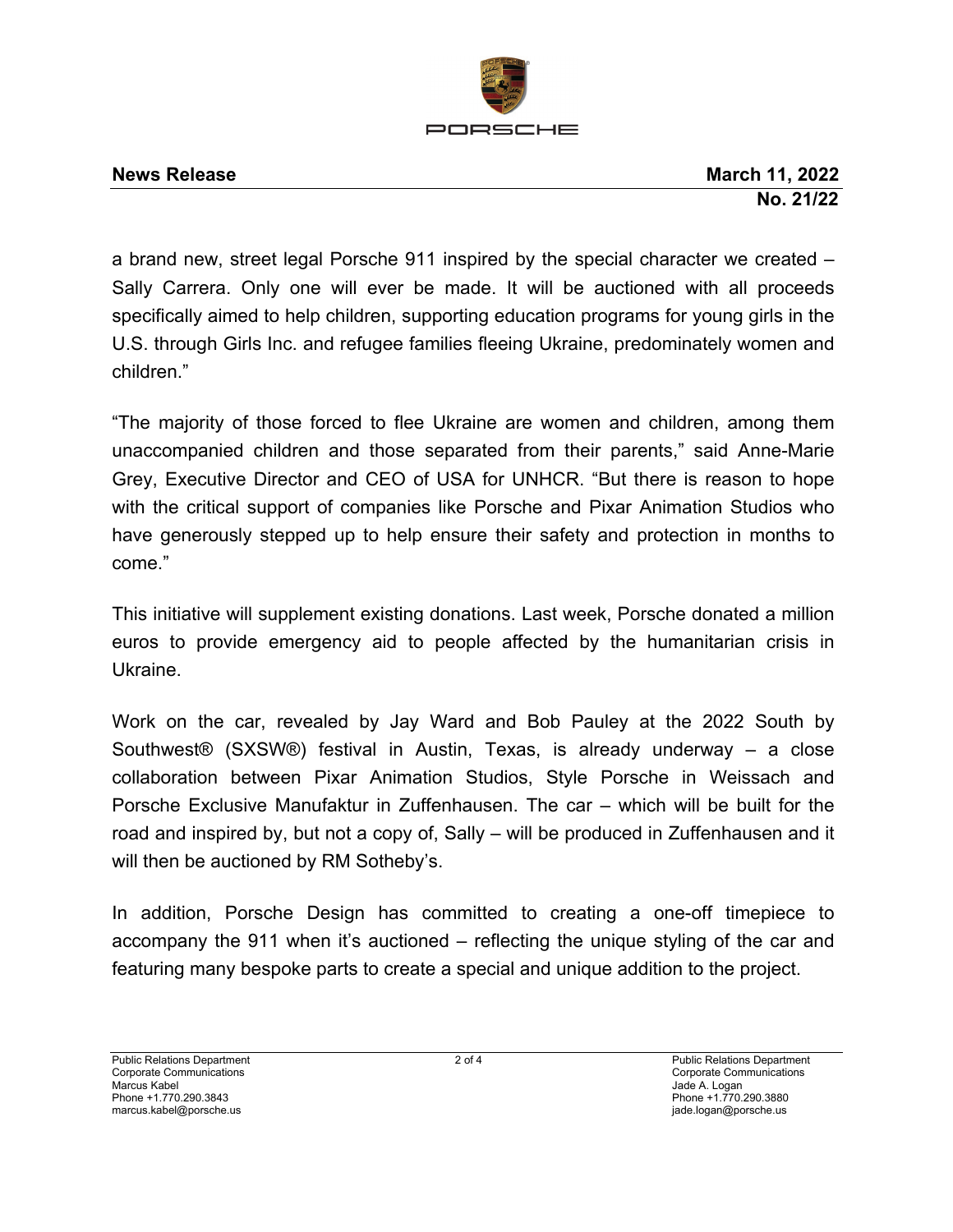a brand new, street legal Porsche 911 inspired by the special character we created – Sally Carrera. Only one will ever be made. It will be auctioned with all proceeds specifically aimed to help children, supporting education programs for young girls in the U.S. through Girls Inc. and refugee families fleeing Ukraine, predominately women and children."

"The majority of those forced to flee Ukraine are women and children, among them unaccompanied children and those separated from their parents," said Anne-Marie Grey, Executive Director and CEO of USA for UNHCR. "But there is reason to hope with the critical support of companies like Porsche and Pixar Animation Studios who have generously stepped up to help ensure their safety and protection in months to come."

This initiative will supplement existing donations. Last week, Porsche donated a million euros to provide emergency aid to people affected by the humanitarian crisis in Ukraine.

Work on the car, revealed by Jay Ward and Bob Pauley at the 2022 South by Southwest® (SXSW®) festival in Austin, Texas, is already underway – a close collaboration between Pixar Animation Studios, Style Porsche in Weissach and Porsche Exclusive Manufaktur in Zuffenhausen. The car – which will be built for the road and inspired by, but not a copy of, Sally – will be produced in Zuffenhausen and it will then be auctioned by RM Sotheby's.

In addition, Porsche Design has committed to creating a one-off timepiece to accompany the 911 when it's auctioned – reflecting the unique styling of the car and featuring many bespoke parts to create a special and unique addition to the project.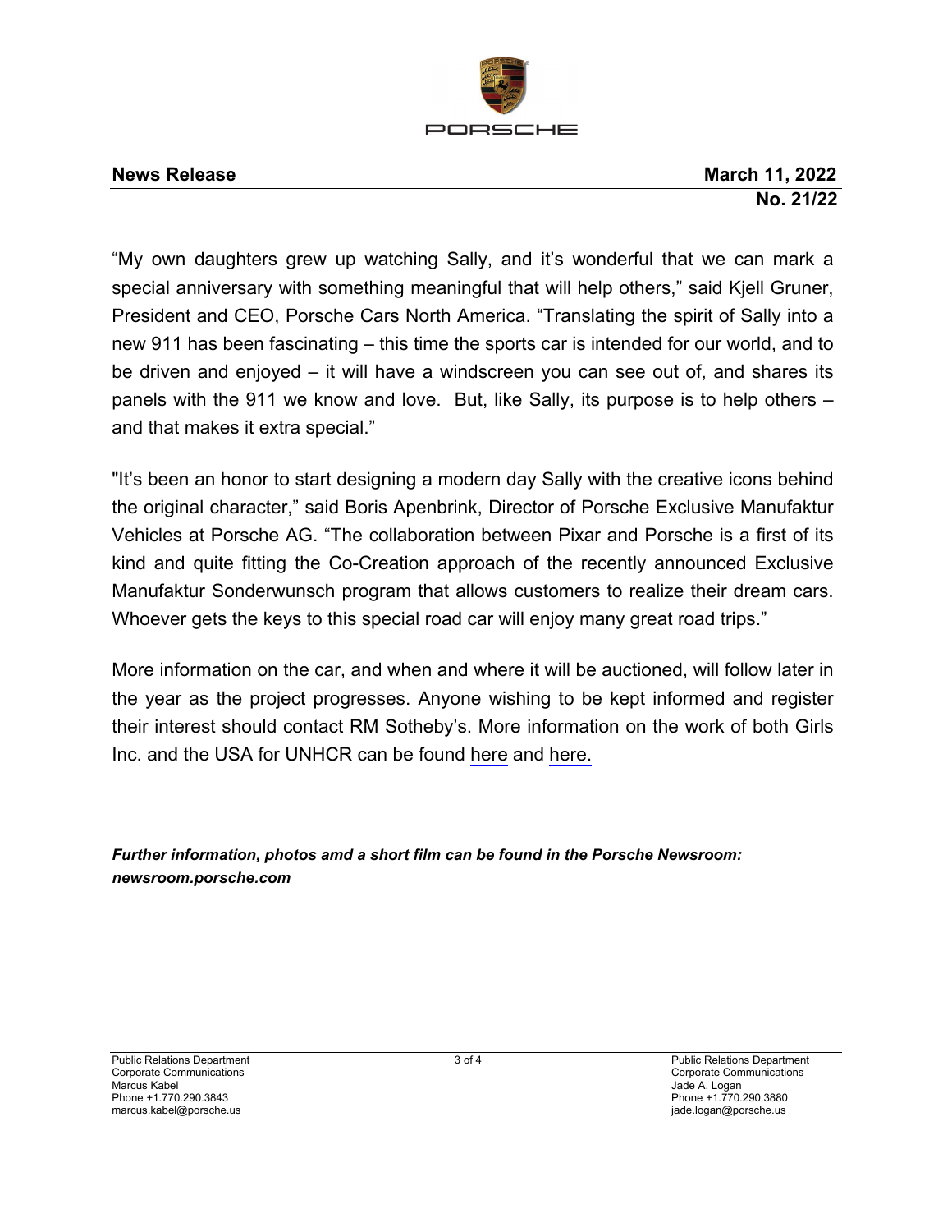**News Release** **March 11, 2022**
**No. 21/22**

"My own daughters grew up watching Sally, and it's wonderful that we can mark a special anniversary with something meaningful that will help others," said Kjell Gruner, President and CEO, Porsche Cars North America. "Translating the spirit of Sally into a new 911 has been fascinating – this time the sports car is intended for our world, and to be driven and enjoyed – it will have a windscreen you can see out of, and shares its panels with the 911 we know and love. But, like Sally, its purpose is to help others – and that makes it extra special."

"It's been an honor to start designing a modern day Sally with the creative icons behind the original character," said Boris Apenbrink, Director of Porsche Exclusive Manufaktur Vehicles at Porsche AG. "The collaboration between Pixar and Porsche is a first of its kind and quite fitting the Co-Creation approach of the recently announced Exclusive Manufaktur Sonderwunsch program that allows customers to realize their dream cars. Whoever gets the keys to this special road car will enjoy many great road trips."

More information on the car, and when and where it will be auctioned, will follow later in the year as the project progresses. Anyone wishing to be kept informed and register their interest should contact RM Sotheby's. More information on the work of both Girls Inc. and the USA for UNHCR can be found here and here.

***Further information, photos amd a short film can be found in the Porsche Newsroom: newsroom.porsche.com***

Public Relations Department
Corporate Communications
Marcus Kabel
Phone +1.770.290.3843
marcus.kabel@porsche.us

Public Relations Department
Corporate Communications
Jade A. Logan
Phone +1.770.290.3880
jade.logan@porsche.us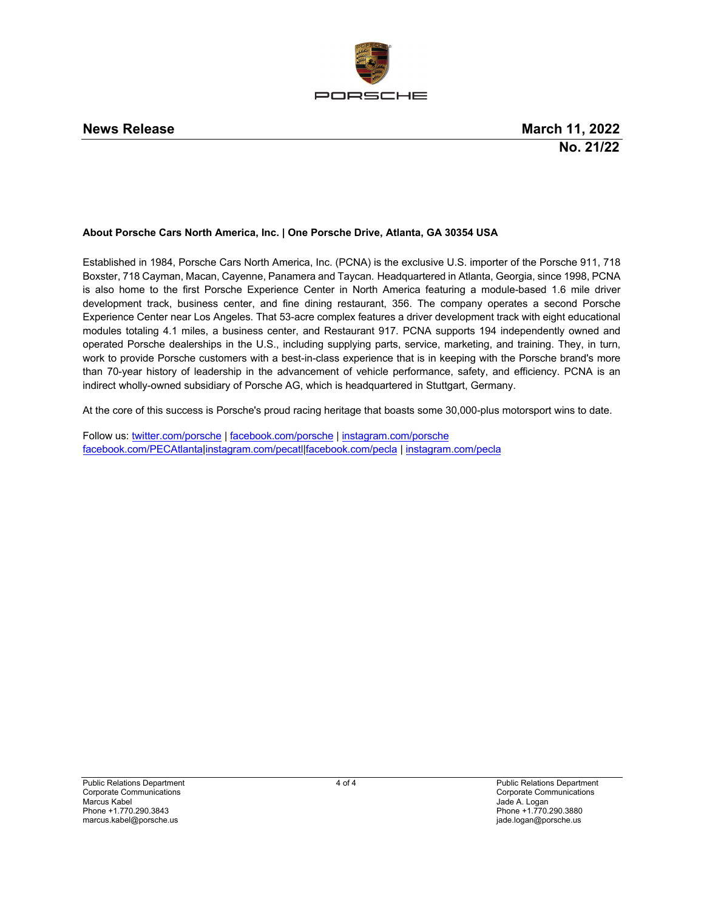**News Release** **March 11, 2022**

**No. 21/22**

**About Porsche Cars North America, Inc. | One Porsche Drive, Atlanta, GA 30354 USA**

Established in 1984, Porsche Cars North America, Inc. (PCNA) is the exclusive U.S. importer of the Porsche 911, 718 Boxster, 718 Cayman, Macan, Cayenne, Panamera and Taycan. Headquartered in Atlanta, Georgia, since 1998, PCNA is also home to the first Porsche Experience Center in North America featuring a module-based 1.6 mile driver development track, business center, and fine dining restaurant, 356. The company operates a second Porsche Experience Center near Los Angeles. That 53-acre complex features a driver development track with eight educational modules totaling 4.1 miles, a business center, and Restaurant 917. PCNA supports 194 independently owned and operated Porsche dealerships in the U.S., including supplying parts, service, marketing, and training. They, in turn, work to provide Porsche customers with a best-in-class experience that is in keeping with the Porsche brand's more than 70-year history of leadership in the advancement of vehicle performance, safety, and efficiency. PCNA is an indirect wholly-owned subsidiary of Porsche AG, which is headquartered in Stuttgart, Germany.

At the core of this success is Porsche's proud racing heritage that boasts some 30,000-plus motorsport wins to date.

Follow us: twitter.com/porsche | facebook.com/porsche | instagram.com/porsche
facebook.com/PECAtlanta|instagram.com/pecatl|facebook.com/pecla | instagram.com/pecla

Public Relations Department
Corporate Communications
Marcus Kabel
Phone +1.770.290.3843
marcus.kabel@porsche.us

Public Relations Department
Corporate Communications
Jade A. Logan
Phone +1.770.290.3880
jade.logan@porsche.us